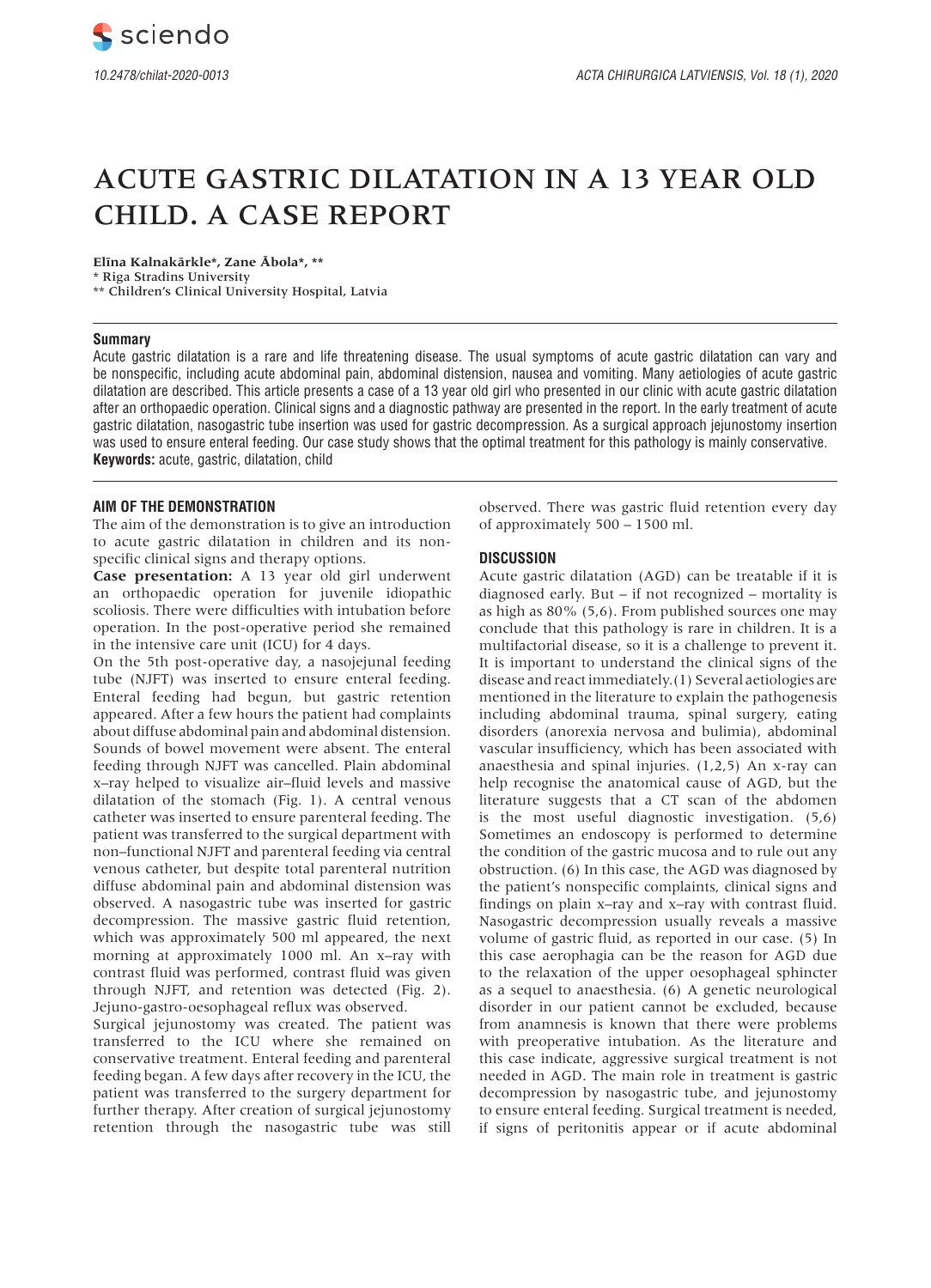# ACUTE GASTRIC DILATATION IN A 13 YEAR OLD CHILD. A CASE REPORT

**Elīna Kalnakārkle\*, Zane Ābola\*, \*\***

\* Riga Stradins University

\*\* Children's Clinical University Hospital, Latvia

## Summary

Acute gastric dilatation is a rare and life threatening disease. The usual symptoms of acute gastric dilatation can vary and be nonspecific, including acute abdominal pain, abdominal distension, nausea and vomiting. Many aetiologies of acute gastric dilatation are described. This article presents a case of a 13 year old girl who presented in our clinic with acute gastric dilatation after an orthopaedic operation. Clinical signs and a diagnostic pathway are presented in the report. In the early treatment of acute gastric dilatation, nasogastric tube insertion was used for gastric decompression. As a surgical approach jejunostomy insertion was used to ensure enteral feeding. Our case study shows that the optimal treatment for this pathology is mainly conservative.

**Keywords:** acute, gastric, dilatation, child

## AIM OF THE DEMONSTRATION

The aim of the demonstration is to give an introduction to acute gastric dilatation in children and its non-specific clinical signs and therapy options.

**Case presentation:** A 13 year old girl underwent an orthopaedic operation for juvenile idiopathic scoliosis. There were difficulties with intubation before operation. In the post-operative period she remained in the intensive care unit (ICU) for 4 days.

On the 5th post-operative day, a nasojejunal feeding tube (NJFT) was inserted to ensure enteral feeding. Enteral feeding had begun, but gastric retention appeared. After a few hours the patient had complaints about diffuse abdominal pain and abdominal distension. Sounds of bowel movement were absent. The enteral feeding through NJFT was cancelled. Plain abdominal x–ray helped to visualize air–fluid levels and massive dilatation of the stomach (Fig. 1). A central venous catheter was inserted to ensure parenteral feeding. The patient was transferred to the surgical department with non–functional NJFT and parenteral feeding via central venous catheter, but despite total parenteral nutrition diffuse abdominal pain and abdominal distension was observed. A nasogastric tube was inserted for gastric decompression. The massive gastric fluid retention, which was approximately 500 ml appeared, the next morning at approximately 1000 ml. An x–ray with contrast fluid was performed, contrast fluid was given through NJFT, and retention was detected (Fig. 2). Jejuno-gastro-oesophageal reflux was observed.

Surgical jejunostomy was created. The patient was transferred to the ICU where she remained on conservative treatment. Enteral feeding and parenteral feeding began. A few days after recovery in the ICU, the patient was transferred to the surgery department for further therapy. After creation of surgical jejunostomy retention through the nasogastric tube was still observed. There was gastric fluid retention every day of approximately 500 – 1500 ml.

## DISCUSSION

Acute gastric dilatation (AGD) can be treatable if it is diagnosed early. But – if not recognized – mortality is as high as 80% (5,6). From published sources one may conclude that this pathology is rare in children. It is a multifactorial disease, so it is a challenge to prevent it. It is important to understand the clinical signs of the disease and react immediately.(1) Several aetiologies are mentioned in the literature to explain the pathogenesis including abdominal trauma, spinal surgery, eating disorders (anorexia nervosa and bulimia), abdominal vascular insufficiency, which has been associated with anaesthesia and spinal injuries. (1,2,5) An x-ray can help recognise the anatomical cause of AGD, but the literature suggests that a CT scan of the abdomen is the most useful diagnostic investigation. (5,6) Sometimes an endoscopy is performed to determine the condition of the gastric mucosa and to rule out any obstruction. (6) In this case, the AGD was diagnosed by the patient's nonspecific complaints, clinical signs and findings on plain x–ray and x–ray with contrast fluid. Nasogastric decompression usually reveals a massive volume of gastric fluid, as reported in our case. (5) In this case aerophagia can be the reason for AGD due to the relaxation of the upper oesophageal sphincter as a sequel to anaesthesia. (6) A genetic neurological disorder in our patient cannot be excluded, because from anamnesis is known that there were problems with preoperative intubation. As the literature and this case indicate, aggressive surgical treatment is not needed in AGD. The main role in treatment is gastric decompression by nasogastric tube, and jejunostomy to ensure enteral feeding. Surgical treatment is needed, if signs of peritonitis appear or if acute abdominal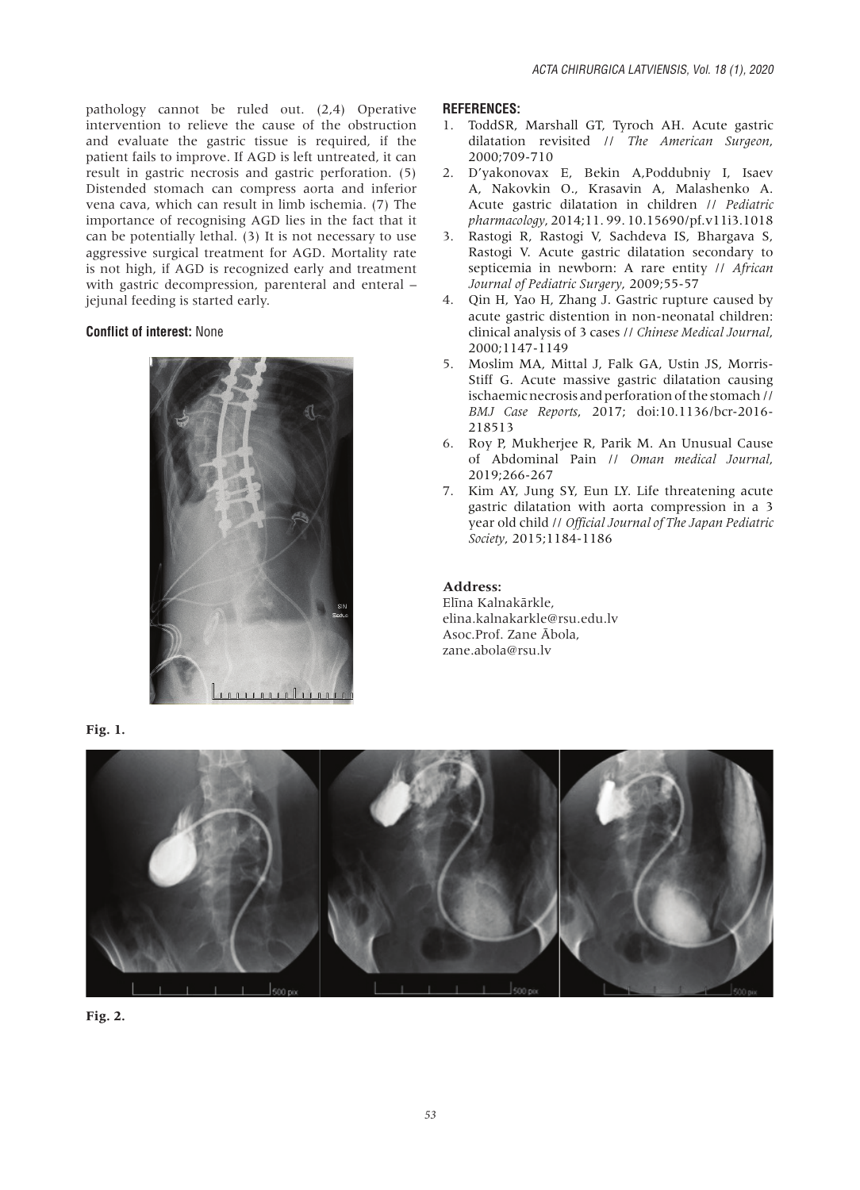pathology cannot be ruled out. (2,4) Operative intervention to relieve the cause of the obstruction and evaluate the gastric tissue is required, if the patient fails to improve. If AGD is left untreated, it can result in gastric necrosis and gastric perforation. (5) Distended stomach can compress aorta and inferior vena cava, which can result in limb ischemia. (7) The importance of recognising AGD lies in the fact that it can be potentially lethal. (3) It is not necessary to use aggressive surgical treatment for AGD. Mortality rate is not high, if AGD is recognized early and treatment with gastric decompression, parenteral and enteral – jejunal feeding is started early.

**Conflict of interest:** None

**Fig. 1.**

**Fig. 2.**

## REFERENCES:

1. ToddSR, Marshall GT, Tyroch AH. Acute gastric dilatation revisited // *The American Surgeon*, 2000;709-710
2. D'yakonovax E, Bekin A,Poddubniy I, Isaev A, Nakovkin O., Krasavin A, Malashenko A. Acute gastric dilatation in children // *Pediatric pharmacology*, 2014;11. 99. 10.15690/pf.v11i3.1018
3. Rastogi R, Rastogi V, Sachdeva IS, Bhargava S, Rastogi V. Acute gastric dilatation secondary to septicemia in newborn: A rare entity // *African Journal of Pediatric Surgery*, 2009;55-57
4. Qin H, Yao H, Zhang J. Gastric rupture caused by acute gastric distention in non-neonatal children: clinical analysis of 3 cases // *Chinese Medical Journal*, 2000;1147-1149
5. Moslim MA, Mittal J, Falk GA, Ustin JS, Morris-Stiff G. Acute massive gastric dilatation causing ischaemic necrosis and perforation of the stomach // *BMJ Case Reports*, 2017; doi:10.1136/bcr-2016-218513
6. Roy P, Mukherjee R, Parik M. An Unusual Cause of Abdominal Pain // *Oman medical Journal*, 2019;266-267
7. Kim AY, Jung SY, Eun LY. Life threatening acute gastric dilatation with aorta compression in a 3 year old child // *Official Journal of The Japan Pediatric Society*, 2015;1184-1186

**Address:**
Elīna Kalnakārkle,
elina.kalnakarkle@rsu.edu.lv
Asoc.Prof. Zane Ābola,
zane.abola@rsu.lv